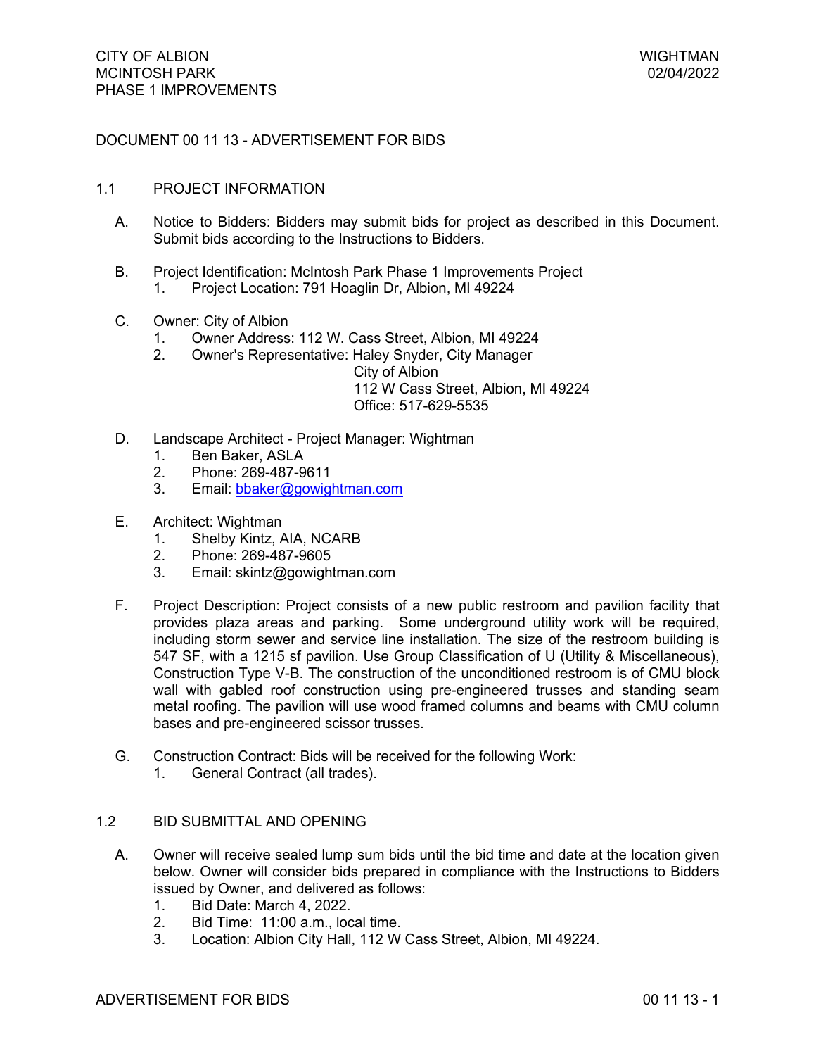# DOCUMENT 00 11 13 - ADVERTISEMENT FOR BIDS

## 1.1 PROJECT INFORMATION

A. Notice to Bidders: Bidders may submit bids for project as described in this Document. Submit bids according to the Instructions to Bidders.

B. Project Identification: McIntosh Park Phase 1 Improvements Project
   1. Project Location: 791 Hoaglin Dr, Albion, MI 49224

C. Owner: City of Albion
   1. Owner Address: 112 W. Cass Street, Albion, MI 49224
   2. Owner's Representative: Haley Snyder, City Manager
      City of Albion
      112 W Cass Street, Albion, MI 49224
      Office: 517-629-5535

D. Landscape Architect - Project Manager: Wightman
   1. Ben Baker, ASLA
   2. Phone: 269-487-9611
   3. Email: bbaker@gowightman.com

E. Architect: Wightman
   1. Shelby Kintz, AIA, NCARB
   2. Phone: 269-487-9605
   3. Email: skintz@gowightman.com

F. Project Description: Project consists of a new public restroom and pavilion facility that provides plaza areas and parking. Some underground utility work will be required, including storm sewer and service line installation. The size of the restroom building is 547 SF, with a 1215 sf pavilion. Use Group Classification of U (Utility & Miscellaneous), Construction Type V-B. The construction of the unconditioned restroom is of CMU block wall with gabled roof construction using pre-engineered trusses and standing seam metal roofing. The pavilion will use wood framed columns and beams with CMU column bases and pre-engineered scissor trusses.

G. Construction Contract: Bids will be received for the following Work:
   1. General Contract (all trades).

## 1.2 BID SUBMITTAL AND OPENING

A. Owner will receive sealed lump sum bids until the bid time and date at the location given below. Owner will consider bids prepared in compliance with the Instructions to Bidders issued by Owner, and delivered as follows:
   1. Bid Date: March 4, 2022.
   2. Bid Time: 11:00 a.m., local time.
   3. Location: Albion City Hall, 112 W Cass Street, Albion, MI 49224.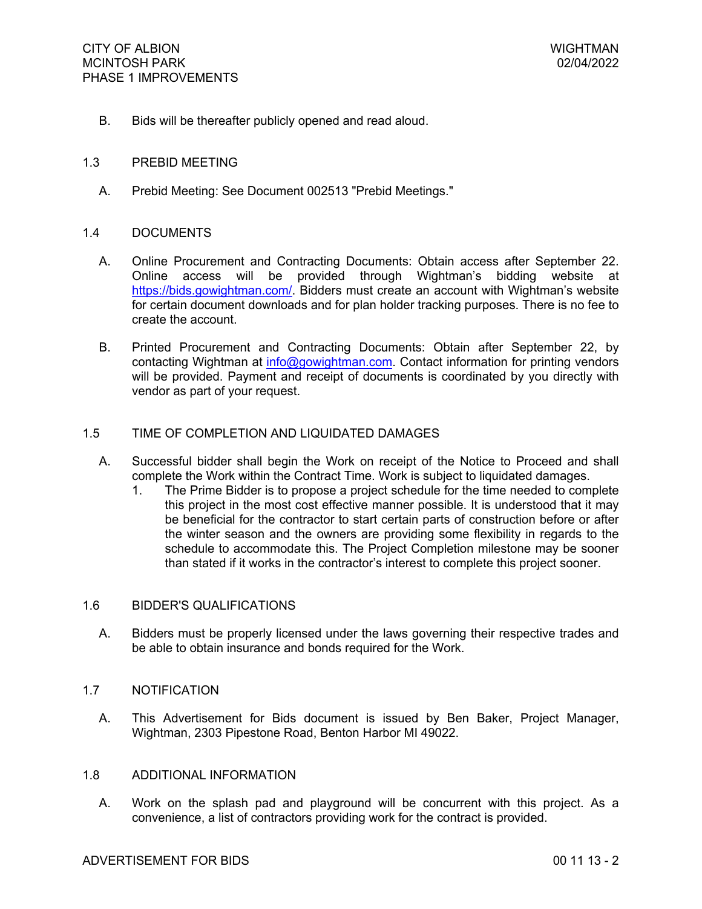B. Bids will be thereafter publicly opened and read aloud.

## 1.3 PREBID MEETING

A. Prebid Meeting: See Document 002513 "Prebid Meetings."

## 1.4 DOCUMENTS

A. Online Procurement and Contracting Documents: Obtain access after September 22. Online access will be provided through Wightman's bidding website at https://bids.gowightman.com/. Bidders must create an account with Wightman's website for certain document downloads and for plan holder tracking purposes. There is no fee to create the account.

B. Printed Procurement and Contracting Documents: Obtain after September 22, by contacting Wightman at info@gowightman.com. Contact information for printing vendors will be provided. Payment and receipt of documents is coordinated by you directly with vendor as part of your request.

## 1.5 TIME OF COMPLETION AND LIQUIDATED DAMAGES

A. Successful bidder shall begin the Work on receipt of the Notice to Proceed and shall complete the Work within the Contract Time. Work is subject to liquidated damages.

   1. The Prime Bidder is to propose a project schedule for the time needed to complete this project in the most cost effective manner possible. It is understood that it may be beneficial for the contractor to start certain parts of construction before or after the winter season and the owners are providing some flexibility in regards to the schedule to accommodate this. The Project Completion milestone may be sooner than stated if it works in the contractor's interest to complete this project sooner.

## 1.6 BIDDER'S QUALIFICATIONS

A. Bidders must be properly licensed under the laws governing their respective trades and be able to obtain insurance and bonds required for the Work.

## 1.7 NOTIFICATION

A. This Advertisement for Bids document is issued by Ben Baker, Project Manager, Wightman, 2303 Pipestone Road, Benton Harbor MI 49022.

## 1.8 ADDITIONAL INFORMATION

A. Work on the splash pad and playground will be concurrent with this project. As a convenience, a list of contractors providing work for the contract is provided.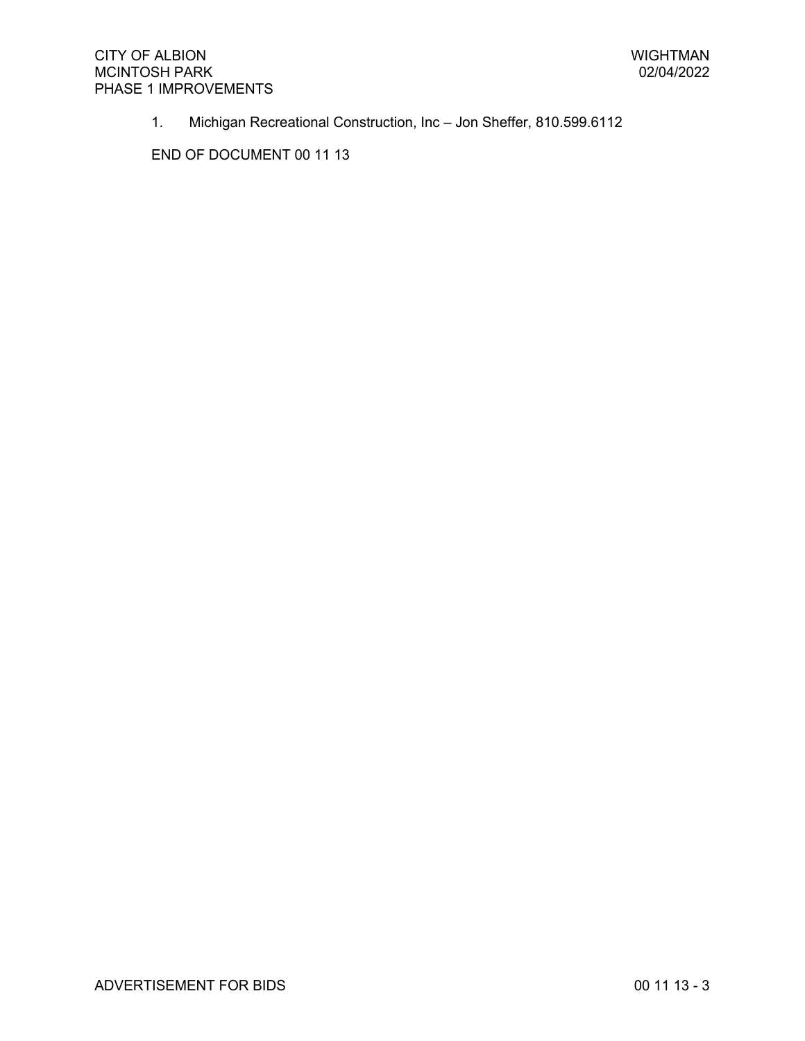1. Michigan Recreational Construction, Inc – Jon Sheffer, 810.599.6112

END OF DOCUMENT 00 11 13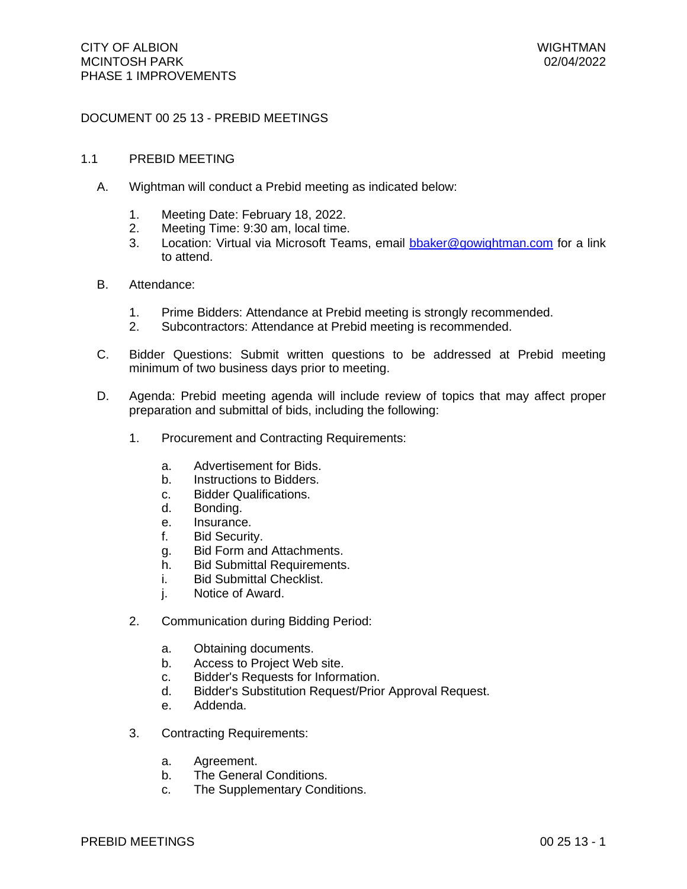# DOCUMENT 00 25 13 - PREBID MEETINGS

## 1.1 PREBID MEETING

A. Wightman will conduct a Prebid meeting as indicated below:

1. Meeting Date: February 18, 2022.
2. Meeting Time: 9:30 am, local time.
3. Location: Virtual via Microsoft Teams, email [bbaker@gowightman.com](mailto:bbaker@gowightman.com) for a link to attend.

B. Attendance:

1. Prime Bidders: Attendance at Prebid meeting is strongly recommended.
2. Subcontractors: Attendance at Prebid meeting is recommended.

C. Bidder Questions: Submit written questions to be addressed at Prebid meeting minimum of two business days prior to meeting.

D. Agenda: Prebid meeting agenda will include review of topics that may affect proper preparation and submittal of bids, including the following:

1. Procurement and Contracting Requirements:
   a. Advertisement for Bids.
   b. Instructions to Bidders.
   c. Bidder Qualifications.
   d. Bonding.
   e. Insurance.
   f. Bid Security.
   g. Bid Form and Attachments.
   h. Bid Submittal Requirements.
   i. Bid Submittal Checklist.
   j. Notice of Award.

2. Communication during Bidding Period:
   a. Obtaining documents.
   b. Access to Project Web site.
   c. Bidder's Requests for Information.
   d. Bidder's Substitution Request/Prior Approval Request.
   e. Addenda.

3. Contracting Requirements:
   a. Agreement.
   b. The General Conditions.
   c. The Supplementary Conditions.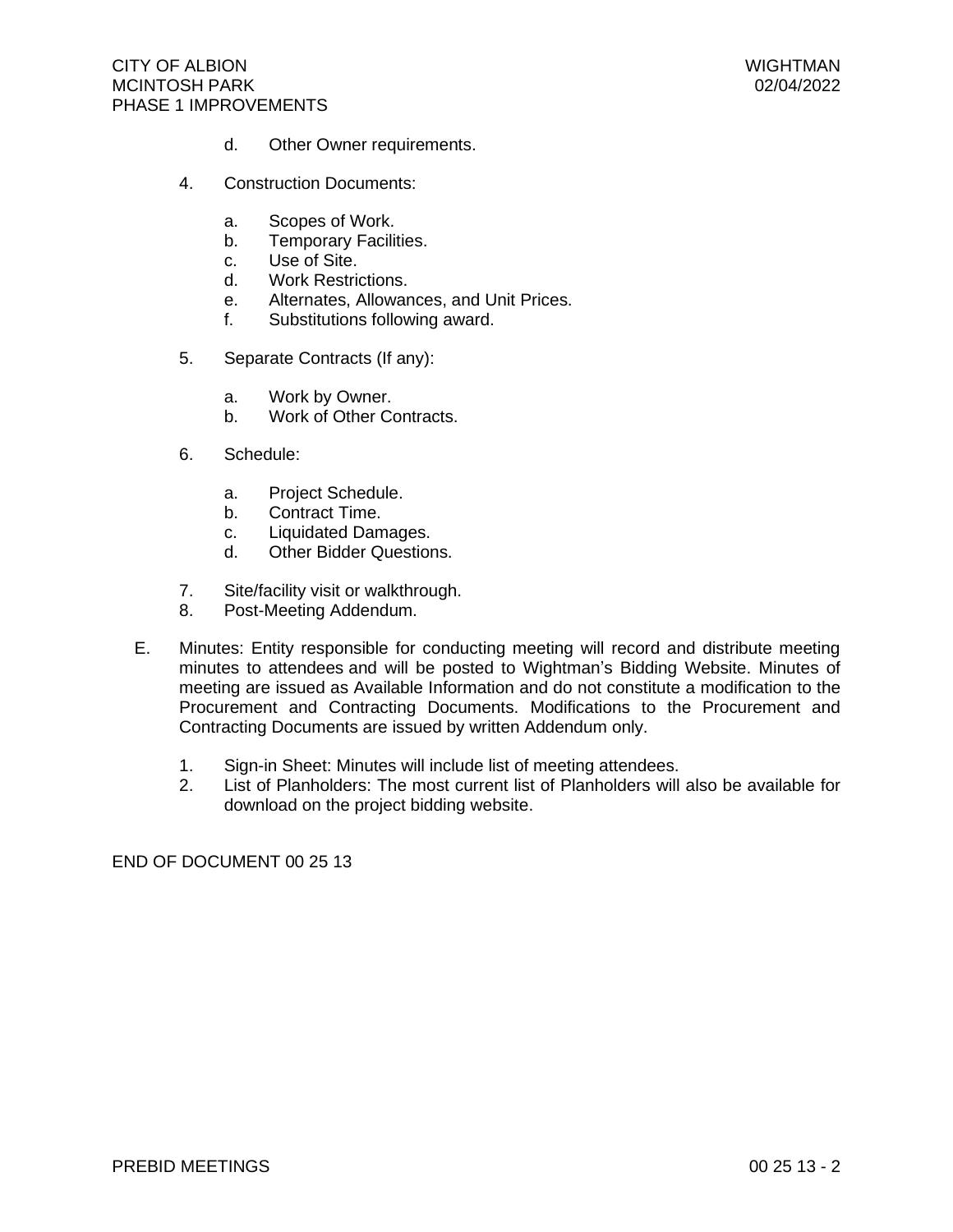d. Other Owner requirements.

4. Construction Documents:

   a. Scopes of Work.
   b. Temporary Facilities.
   c. Use of Site.
   d. Work Restrictions.
   e. Alternates, Allowances, and Unit Prices.
   f. Substitutions following award.

5. Separate Contracts (If any):

   a. Work by Owner.
   b. Work of Other Contracts.

6. Schedule:

   a. Project Schedule.
   b. Contract Time.
   c. Liquidated Damages.
   d. Other Bidder Questions.

7. Site/facility visit or walkthrough.
8. Post-Meeting Addendum.

E. Minutes: Entity responsible for conducting meeting will record and distribute meeting minutes to attendees and will be posted to Wightman's Bidding Website. Minutes of meeting are issued as Available Information and do not constitute a modification to the Procurement and Contracting Documents. Modifications to the Procurement and Contracting Documents are issued by written Addendum only.

   1. Sign-in Sheet: Minutes will include list of meeting attendees.
   2. List of Planholders: The most current list of Planholders will also be available for download on the project bidding website.

END OF DOCUMENT 00 25 13